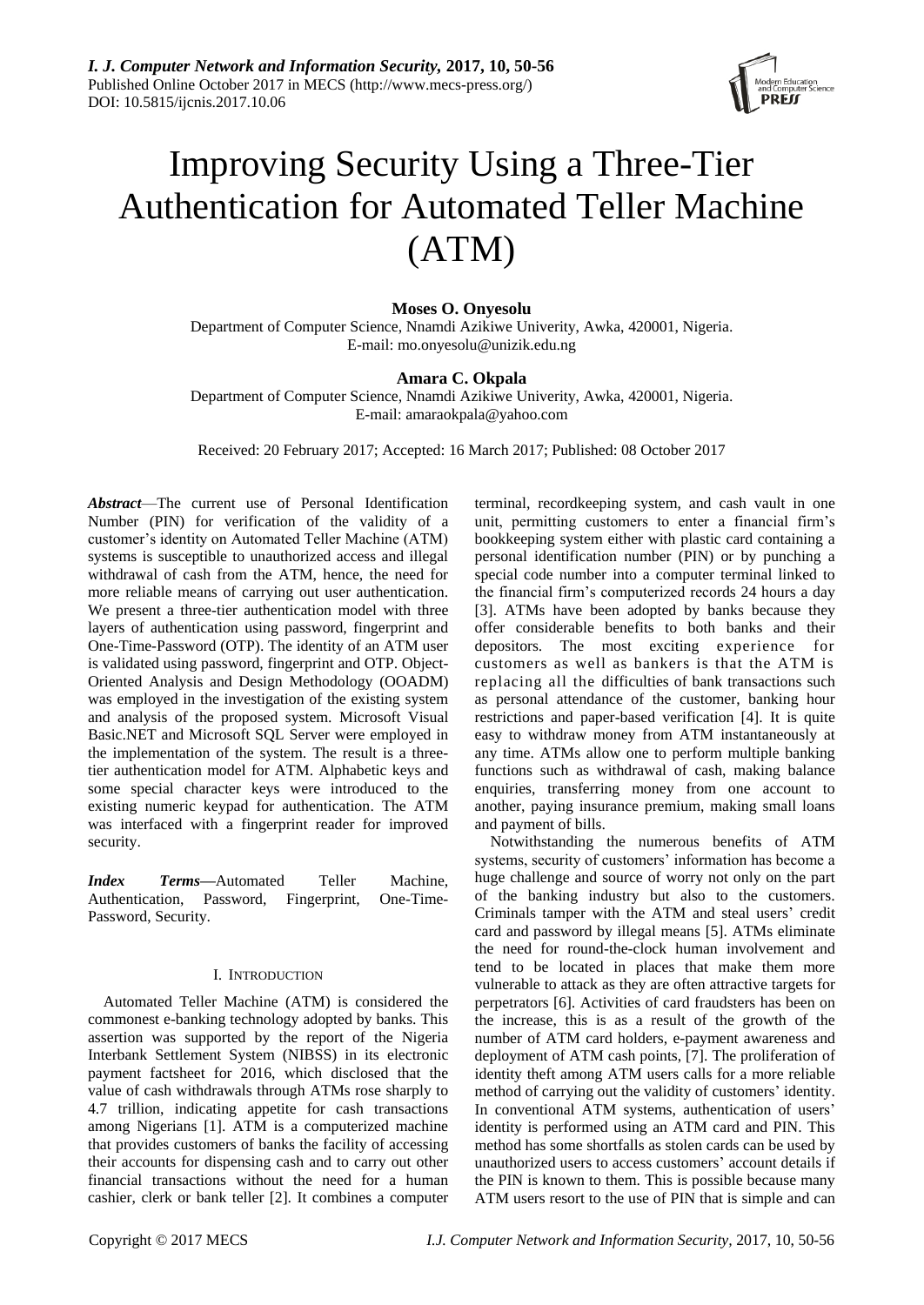# Improving Security Using a Three-Tier Authentication for Automated Teller Machine (ATM)

**Moses O. Onyesolu**

Department of Computer Science, Nnamdi Azikiwe Univerity, Awka, 420001, Nigeria.
E-mail: mo.onyesolu@unizik.edu.ng

**Amara C. Okpala**

Department of Computer Science, Nnamdi Azikiwe Univerity, Awka, 420001, Nigeria.
E-mail: amaraokpala@yahoo.com

Received: 20 February 2017; Accepted: 16 March 2017; Published: 08 October 2017

***Abstract*****—**The current use of Personal Identification Number (PIN) for verification of the validity of a customer's identity on Automated Teller Machine (ATM) systems is susceptible to unauthorized access and illegal withdrawal of cash from the ATM, hence, the need for more reliable means of carrying out user authentication. We present a three-tier authentication model with three layers of authentication using password, fingerprint and One-Time-Password (OTP). The identity of an ATM user is validated using password, fingerprint and OTP. Object-Oriented Analysis and Design Methodology (OOADM) was employed in the investigation of the existing system and analysis of the proposed system. Microsoft Visual Basic.NET and Microsoft SQL Server were employed in the implementation of the system. The result is a three-tier authentication model for ATM. Alphabetic keys and some special character keys were introduced to the existing numeric keypad for authentication. The ATM was interfaced with a fingerprint reader for improved security.

***Index Terms*****—**Automated Teller Machine, Authentication, Password, Fingerprint, One-Time-Password, Security.

## I. Introduction

Automated Teller Machine (ATM) is considered the commonest e-banking technology adopted by banks. This assertion was supported by the report of the Nigeria Interbank Settlement System (NIBSS) in its electronic payment factsheet for 2016, which disclosed that the value of cash withdrawals through ATMs rose sharply to 4.7 trillion, indicating appetite for cash transactions among Nigerians [1]. ATM is a computerized machine that provides customers of banks the facility of accessing their accounts for dispensing cash and to carry out other financial transactions without the need for a human cashier, clerk or bank teller [2]. It combines a computer terminal, recordkeeping system, and cash vault in one unit, permitting customers to enter a financial firm's bookkeeping system either with plastic card containing a personal identification number (PIN) or by punching a special code number into a computer terminal linked to the financial firm's computerized records 24 hours a day [3]. ATMs have been adopted by banks because they offer considerable benefits to both banks and their depositors. The most exciting experience for customers as well as bankers is that the ATM is replacing all the difficulties of bank transactions such as personal attendance of the customer, banking hour restrictions and paper-based verification [4]. It is quite easy to withdraw money from ATM instantaneously at any time. ATMs allow one to perform multiple banking functions such as withdrawal of cash, making balance enquiries, transferring money from one account to another, paying insurance premium, making small loans and payment of bills.

Notwithstanding the numerous benefits of ATM systems, security of customers' information has become a huge challenge and source of worry not only on the part of the banking industry but also to the customers. Criminals tamper with the ATM and steal users' credit card and password by illegal means [5]. ATMs eliminate the need for round-the-clock human involvement and tend to be located in places that make them more vulnerable to attack as they are often attractive targets for perpetrators [6]. Activities of card fraudsters has been on the increase, this is as a result of the growth of the number of ATM card holders, e-payment awareness and deployment of ATM cash points, [7]. The proliferation of identity theft among ATM users calls for a more reliable method of carrying out the validity of customers' identity. In conventional ATM systems, authentication of users' identity is performed using an ATM card and PIN. This method has some shortfalls as stolen cards can be used by unauthorized users to access customers' account details if the PIN is known to them. This is possible because many ATM users resort to the use of PIN that is simple and can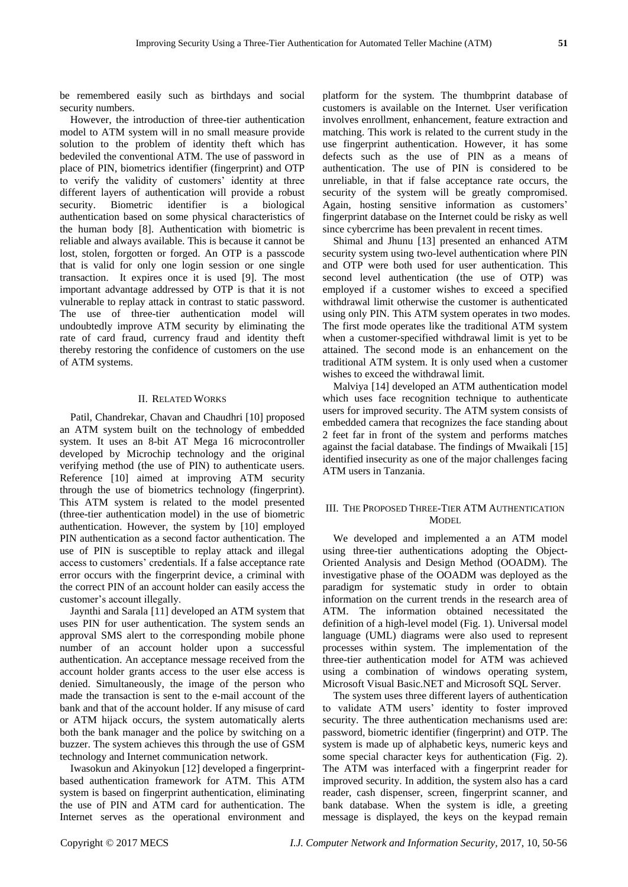be remembered easily such as birthdays and social security numbers.

However, the introduction of three-tier authentication model to ATM system will in no small measure provide solution to the problem of identity theft which has bedeviled the conventional ATM. The use of password in place of PIN, biometrics identifier (fingerprint) and OTP to verify the validity of customers' identity at three different layers of authentication will provide a robust security. Biometric identifier is a biological authentication based on some physical characteristics of the human body [8]. Authentication with biometric is reliable and always available. This is because it cannot be lost, stolen, forgotten or forged. An OTP is a passcode that is valid for only one login session or one single transaction. It expires once it is used [9]. The most important advantage addressed by OTP is that it is not vulnerable to replay attack in contrast to static password. The use of three-tier authentication model will undoubtedly improve ATM security by eliminating the rate of card fraud, currency fraud and identity theft thereby restoring the confidence of customers on the use of ATM systems.

## II. Related Works

Patil, Chandrekar, Chavan and Chaudhri [10] proposed an ATM system built on the technology of embedded system. It uses an 8-bit AT Mega 16 microcontroller developed by Microchip technology and the original verifying method (the use of PIN) to authenticate users. Reference [10] aimed at improving ATM security through the use of biometrics technology (fingerprint). This ATM system is related to the model presented (three-tier authentication model) in the use of biometric authentication. However, the system by [10] employed PIN authentication as a second factor authentication. The use of PIN is susceptible to replay attack and illegal access to customers' credentials. If a false acceptance rate error occurs with the fingerprint device, a criminal with the correct PIN of an account holder can easily access the customer's account illegally.

Jaynthi and Sarala [11] developed an ATM system that uses PIN for user authentication. The system sends an approval SMS alert to the corresponding mobile phone number of an account holder upon a successful authentication. An acceptance message received from the account holder grants access to the user else access is denied. Simultaneously, the image of the person who made the transaction is sent to the e-mail account of the bank and that of the account holder. If any misuse of card or ATM hijack occurs, the system automatically alerts both the bank manager and the police by switching on a buzzer. The system achieves this through the use of GSM technology and Internet communication network.

Iwasokun and Akinyokun [12] developed a fingerprint-based authentication framework for ATM. This ATM system is based on fingerprint authentication, eliminating the use of PIN and ATM card for authentication. The Internet serves as the operational environment and platform for the system. The thumbprint database of customers is available on the Internet. User verification involves enrollment, enhancement, feature extraction and matching. This work is related to the current study in the use fingerprint authentication. However, it has some defects such as the use of PIN as a means of authentication. The use of PIN is considered to be unreliable, in that if false acceptance rate occurs, the security of the system will be greatly compromised. Again, hosting sensitive information as customers' fingerprint database on the Internet could be risky as well since cybercrime has been prevalent in recent times.

Shimal and Jhunu [13] presented an enhanced ATM security system using two-level authentication where PIN and OTP were both used for user authentication. This second level authentication (the use of OTP) was employed if a customer wishes to exceed a specified withdrawal limit otherwise the customer is authenticated using only PIN. This ATM system operates in two modes. The first mode operates like the traditional ATM system when a customer-specified withdrawal limit is yet to be attained. The second mode is an enhancement on the traditional ATM system. It is only used when a customer wishes to exceed the withdrawal limit.

Malviya [14] developed an ATM authentication model which uses face recognition technique to authenticate users for improved security. The ATM system consists of embedded camera that recognizes the face standing about 2 feet far in front of the system and performs matches against the facial database. The findings of Mwaikali [15] identified insecurity as one of the major challenges facing ATM users in Tanzania.

## III. The Proposed Three-Tier ATM Authentication Model

We developed and implemented a an ATM model using three-tier authentications adopting the Object-Oriented Analysis and Design Method (OOADM). The investigative phase of the OOADM was deployed as the paradigm for systematic study in order to obtain information on the current trends in the research area of ATM. The information obtained necessitated the definition of a high-level model (Fig. 1). Universal model language (UML) diagrams were also used to represent processes within system. The implementation of the three-tier authentication model for ATM was achieved using a combination of windows operating system, Microsoft Visual Basic.NET and Microsoft SQL Server.

The system uses three different layers of authentication to validate ATM users' identity to foster improved security. The three authentication mechanisms used are: password, biometric identifier (fingerprint) and OTP. The system is made up of alphabetic keys, numeric keys and some special character keys for authentication (Fig. 2). The ATM was interfaced with a fingerprint reader for improved security. In addition, the system also has a card reader, cash dispenser, screen, fingerprint scanner, and bank database. When the system is idle, a greeting message is displayed, the keys on the keypad remain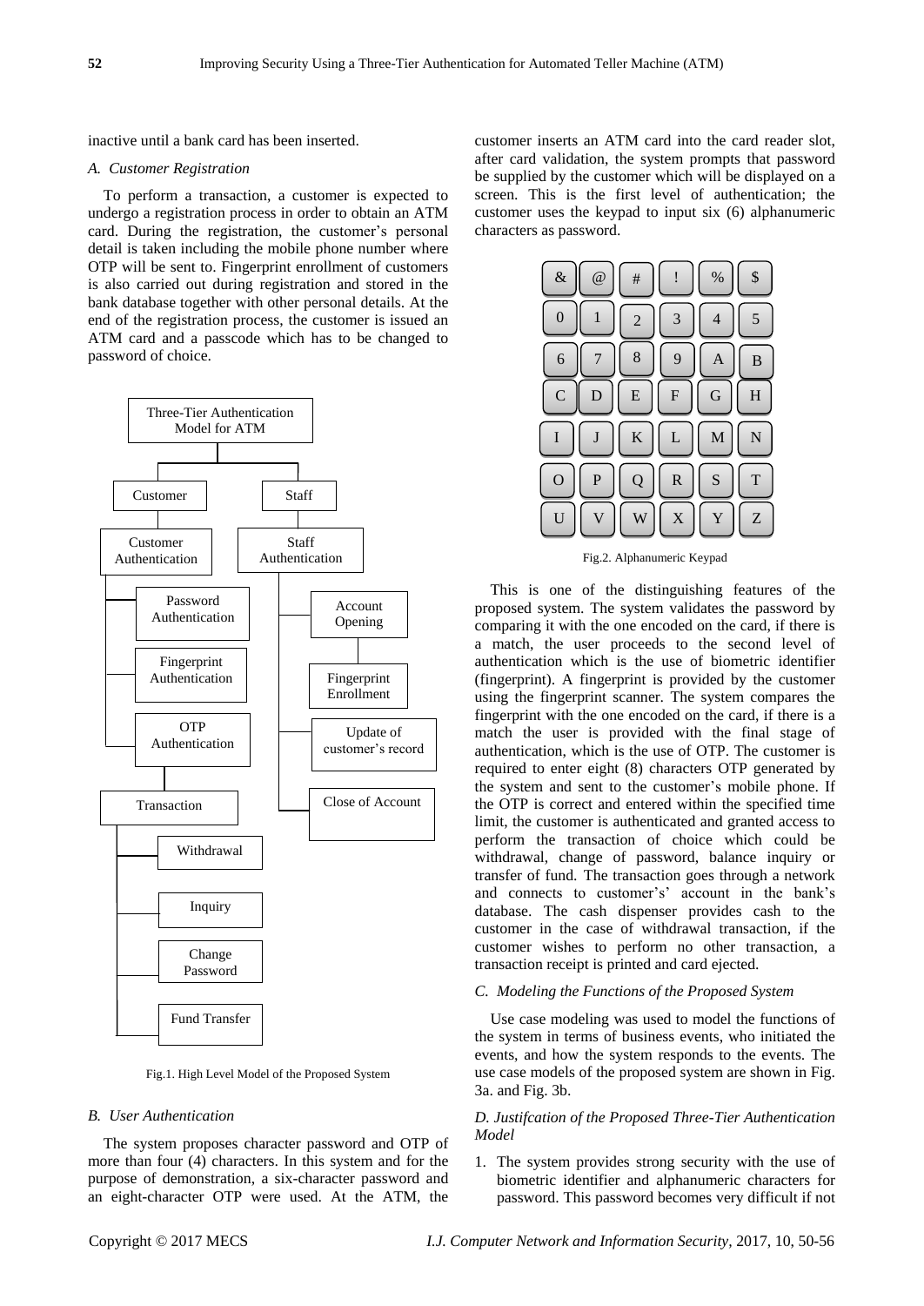inactive until a bank card has been inserted.

### *A. Customer Registration*

To perform a transaction, a customer is expected to undergo a registration process in order to obtain an ATM card. During the registration, the customer's personal detail is taken including the mobile phone number where OTP will be sent to. Fingerprint enrollment of customers is also carried out during registration and stored in the bank database together with other personal details. At the end of the registration process, the customer is issued an ATM card and a passcode which has to be changed to password of choice.

Fig.1. High Level Model of the Proposed System

### *B. User Authentication*

The system proposes character password and OTP of more than four (4) characters. In this system and for the purpose of demonstration, a six-character password and an eight-character OTP were used. At the ATM, the customer inserts an ATM card into the card reader slot, after card validation, the system prompts that password be supplied by the customer which will be displayed on a screen. This is the first level of authentication; the customer uses the keypad to input six (6) alphanumeric characters as password.

Fig.2. Alphanumeric Keypad

This is one of the distinguishing features of the proposed system. The system validates the password by comparing it with the one encoded on the card, if there is a match, the user proceeds to the second level of authentication which is the use of biometric identifier (fingerprint). A fingerprint is provided by the customer using the fingerprint scanner. The system compares the fingerprint with the one encoded on the card, if there is a match the user is provided with the final stage of authentication, which is the use of OTP. The customer is required to enter eight (8) characters OTP generated by the system and sent to the customer's mobile phone. If the OTP is correct and entered within the specified time limit, the customer is authenticated and granted access to perform the transaction of choice which could be withdrawal, change of password, balance inquiry or transfer of fund. The transaction goes through a network and connects to customer's' account in the bank's database. The cash dispenser provides cash to the customer in the case of withdrawal transaction, if the customer wishes to perform no other transaction, a transaction receipt is printed and card ejected.

### *C. Modeling the Functions of the Proposed System*

Use case modeling was used to model the functions of the system in terms of business events, who initiated the events, and how the system responds to the events. The use case models of the proposed system are shown in Fig. 3a. and Fig. 3b.

### *D. Justifcation of the Proposed Three-Tier Authentication Model*

1. The system provides strong security with the use of biometric identifier and alphanumeric characters for password. This password becomes very difficult if not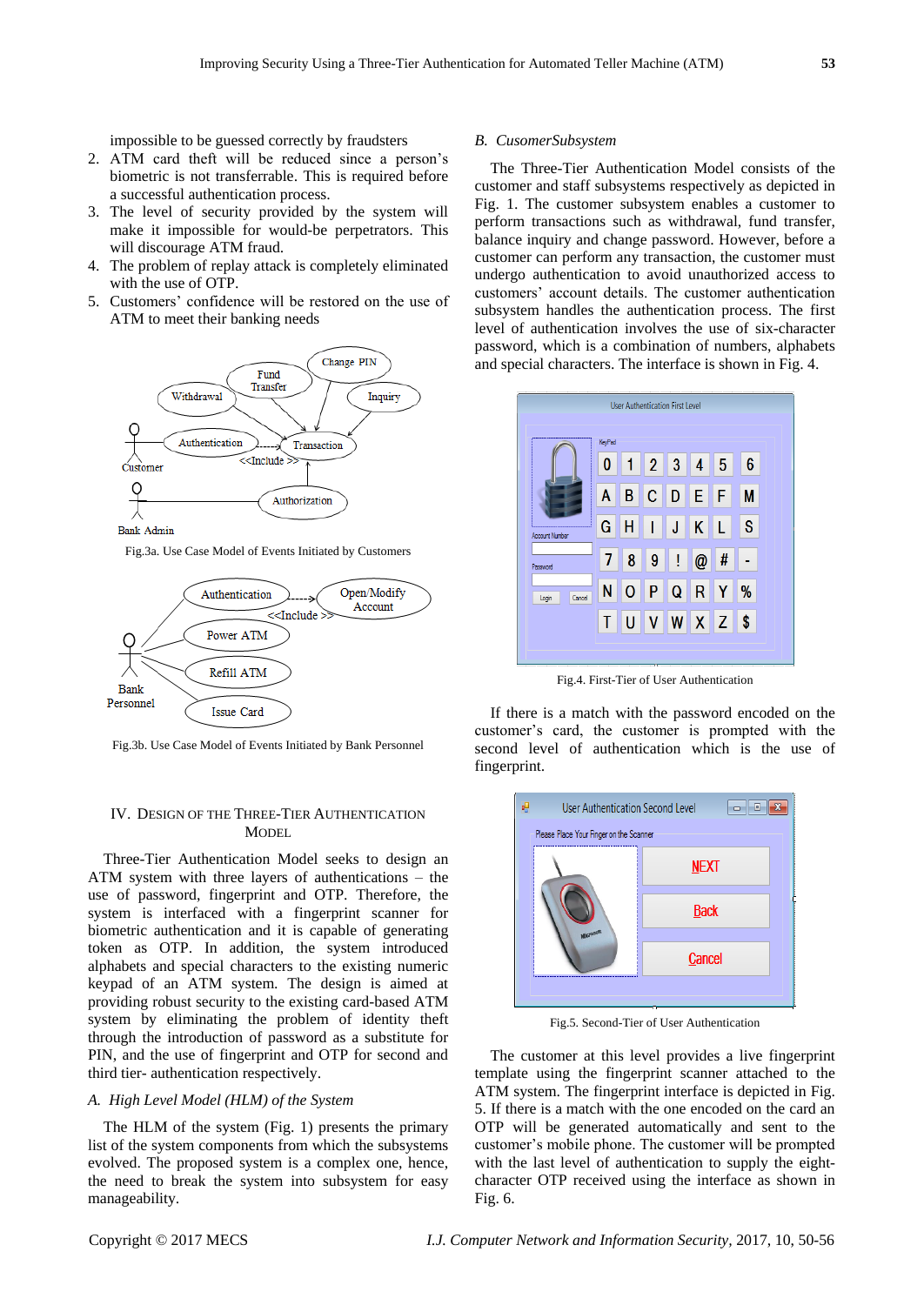impossible to be guessed correctly by fraudsters

2. ATM card theft will be reduced since a person's biometric is not transferrable. This is required before a successful authentication process.
3. The level of security provided by the system will make it impossible for would-be perpetrators. This will discourage ATM fraud.
4. The problem of replay attack is completely eliminated with the use of OTP.
5. Customers' confidence will be restored on the use of ATM to meet their banking needs

Fig.3a. Use Case Model of Events Initiated by Customers

Fig.3b. Use Case Model of Events Initiated by Bank Personnel

## IV. Design of the Three-Tier Authentication Model

Three-Tier Authentication Model seeks to design an ATM system with three layers of authentications – the use of password, fingerprint and OTP. Therefore, the system is interfaced with a fingerprint scanner for biometric authentication and it is capable of generating token as OTP. In addition, the system introduced alphabets and special characters to the existing numeric keypad of an ATM system. The design is aimed at providing robust security to the existing card-based ATM system by eliminating the problem of identity theft through the introduction of password as a substitute for PIN, and the use of fingerprint and OTP for second and third tier- authentication respectively.

### *A. High Level Model (HLM) of the System*

The HLM of the system (Fig. 1) presents the primary list of the system components from which the subsystems evolved. The proposed system is a complex one, hence, the need to break the system into subsystem for easy manageability.

### *B. CusomerSubsystem*

The Three-Tier Authentication Model consists of the customer and staff subsystems respectively as depicted in Fig. 1. The customer subsystem enables a customer to perform transactions such as withdrawal, fund transfer, balance inquiry and change password. However, before a customer can perform any transaction, the customer must undergo authentication to avoid unauthorized access to customers' account details. The customer authentication subsystem handles the authentication process. The first level of authentication involves the use of six-character password, which is a combination of numbers, alphabets and special characters. The interface is shown in Fig. 4.

Fig.4. First-Tier of User Authentication

If there is a match with the password encoded on the customer's card, the customer is prompted with the second level of authentication which is the use of fingerprint.

Fig.5. Second-Tier of User Authentication

The customer at this level provides a live fingerprint template using the fingerprint scanner attached to the ATM system. The fingerprint interface is depicted in Fig. 5. If there is a match with the one encoded on the card an OTP will be generated automatically and sent to the customer's mobile phone. The customer will be prompted with the last level of authentication to supply the eight-character OTP received using the interface as shown in Fig. 6.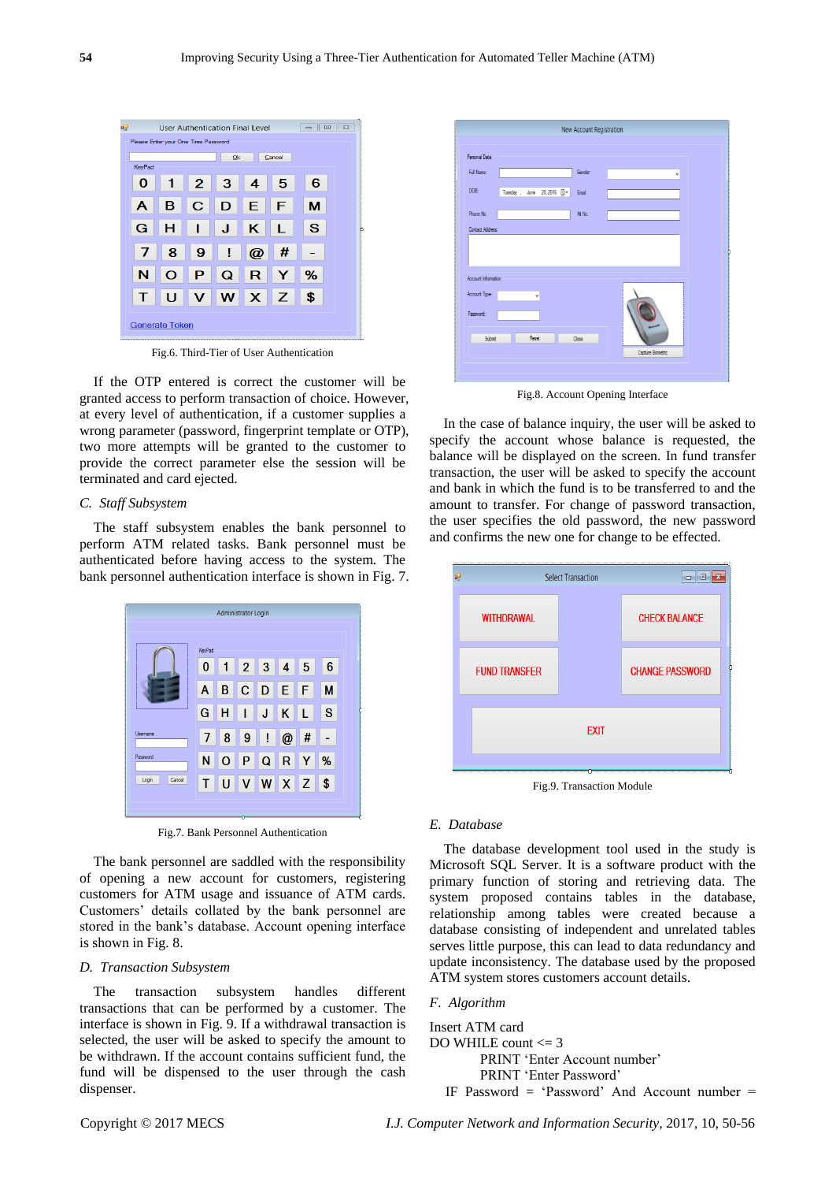Fig.6. Third-Tier of User Authentication

If the OTP entered is correct the customer will be granted access to perform transaction of choice. However, at every level of authentication, if a customer supplies a wrong parameter (password, fingerprint template or OTP), two more attempts will be granted to the customer to provide the correct parameter else the session will be terminated and card ejected.

### C. Staff Subsystem

The staff subsystem enables the bank personnel to perform ATM related tasks. Bank personnel must be authenticated before having access to the system. The bank personnel authentication interface is shown in Fig. 7.

Fig.7. Bank Personnel Authentication

The bank personnel are saddled with the responsibility of opening a new account for customers, registering customers for ATM usage and issuance of ATM cards. Customers' details collated by the bank personnel are stored in the bank's database. Account opening interface is shown in Fig. 8.

### D. Transaction Subsystem

The transaction subsystem handles different transactions that can be performed by a customer. The interface is shown in Fig. 9. If a withdrawal transaction is selected, the user will be asked to specify the amount to be withdrawn. If the account contains sufficient fund, the fund will be dispensed to the user through the cash dispenser.

Fig.8. Account Opening Interface

In the case of balance inquiry, the user will be asked to specify the account whose balance is requested, the balance will be displayed on the screen. In fund transfer transaction, the user will be asked to specify the account and bank in which the fund is to be transferred to and the amount to transfer. For change of password transaction, the user specifies the old password, the new password and confirms the new one for change to be effected.

Fig.9. Transaction Module

### E. Database

The database development tool used in the study is Microsoft SQL Server. It is a software product with the primary function of storing and retrieving data. The system proposed contains tables in the database, relationship among tables were created because a database consisting of independent and unrelated tables serves little purpose, this can lead to data redundancy and update inconsistency. The database used by the proposed ATM system stores customers account details.

### F. Algorithm

Insert ATM card  
DO WHILE count <= 3  
    PRINT 'Enter Account number'  
    PRINT 'Enter Password'  
  IF Password = 'Password' And Account number =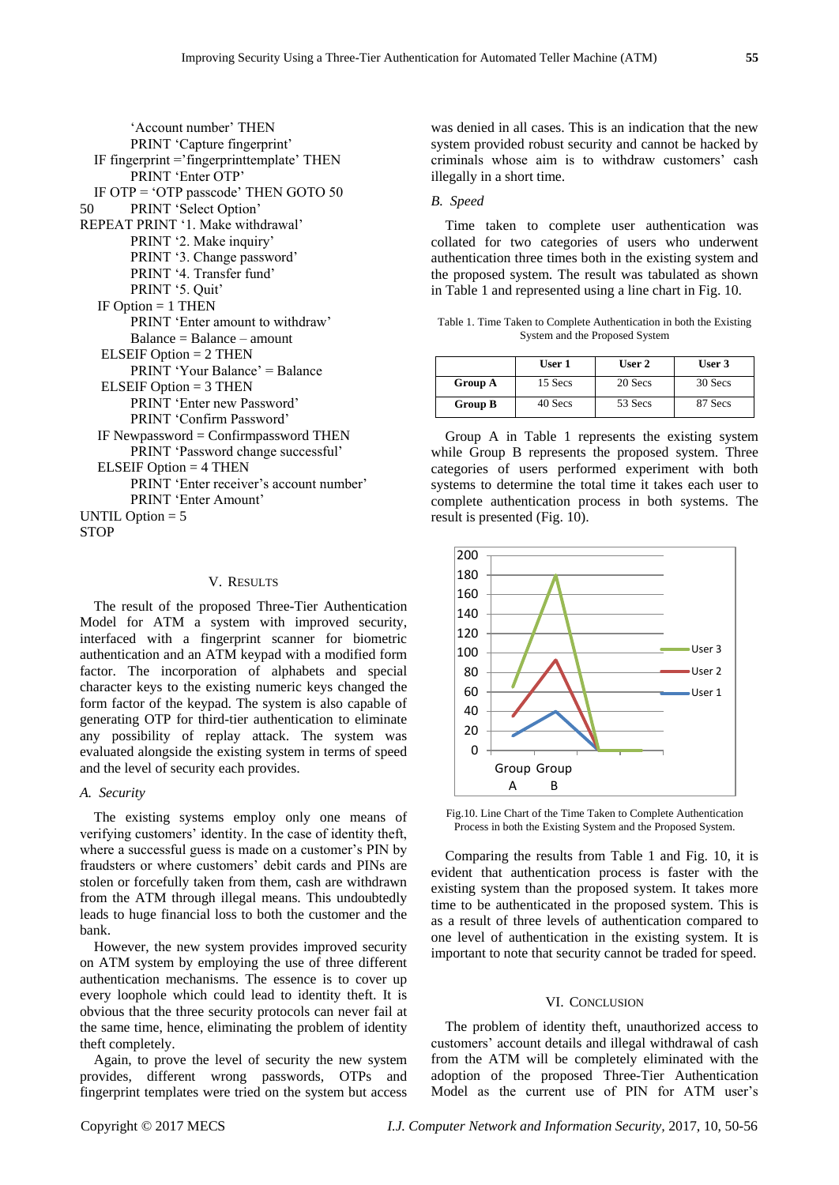```
        'Account number' THEN
        PRINT 'Capture fingerprint'
    IF fingerprint ='fingerprinttemplate' THEN
        PRINT 'Enter OTP'
    IF OTP = 'OTP passcode' THEN GOTO 50
50      PRINT 'Select Option'
REPEAT PRINT '1. Make withdrawal'
        PRINT '2. Make inquiry'
        PRINT '3. Change password'
        PRINT '4. Transfer fund'
        PRINT '5. Quit'
    IF Option = 1 THEN
        PRINT 'Enter amount to withdraw'
        Balance = Balance – amount
    ELSEIF Option = 2 THEN
        PRINT 'Your Balance' = Balance
    ELSEIF Option = 3 THEN
        PRINT 'Enter new Password'
        PRINT 'Confirm Password'
    IF Newpassword = Confirmpassword THEN
        PRINT 'Password change successful'
    ELSEIF Option = 4 THEN
        PRINT 'Enter receiver's account number'
        PRINT 'Enter Amount'
UNTIL Option = 5
STOP
```

## V. Results

The result of the proposed Three-Tier Authentication Model for ATM a system with improved security, interfaced with a fingerprint scanner for biometric authentication and an ATM keypad with a modified form factor. The incorporation of alphabets and special character keys to the existing numeric keys changed the form factor of the keypad. The system is also capable of generating OTP for third-tier authentication to eliminate any possibility of replay attack. The system was evaluated alongside the existing system in terms of speed and the level of security each provides.

### A. Security

The existing systems employ only one means of verifying customers' identity. In the case of identity theft, where a successful guess is made on a customer's PIN by fraudsters or where customers' debit cards and PINs are stolen or forcefully taken from them, cash are withdrawn from the ATM through illegal means. This undoubtedly leads to huge financial loss to both the customer and the bank.

However, the new system provides improved security on ATM system by employing the use of three different authentication mechanisms. The essence is to cover up every loophole which could lead to identity theft. It is obvious that the three security protocols can never fail at the same time, hence, eliminating the problem of identity theft completely.

Again, to prove the level of security the new system provides, different wrong passwords, OTPs and fingerprint templates were tried on the system but access was denied in all cases. This is an indication that the new system provided robust security and cannot be hacked by criminals whose aim is to withdraw customers' cash illegally in a short time.

### B. Speed

Time taken to complete user authentication was collated for two categories of users who underwent authentication three times both in the existing system and the proposed system. The result was tabulated as shown in Table 1 and represented using a line chart in Fig. 10.

Table 1. Time Taken to Complete Authentication in both the Existing System and the Proposed System

| | User 1 | User 2 | User 3 |
|---|---|---|---|
| **Group A** | 15 Secs | 20 Secs | 30 Secs |
| **Group B** | 40 Secs | 53 Secs | 87 Secs |

Group A in Table 1 represents the existing system while Group B represents the proposed system. Three categories of users performed experiment with both systems to determine the total time it takes each user to complete authentication process in both systems. The result is presented (Fig. 10).

Fig.10. Line Chart of the Time Taken to Complete Authentication Process in both the Existing System and the Proposed System.

Comparing the results from Table 1 and Fig. 10, it is evident that authentication process is faster with the existing system than the proposed system. It takes more time to be authenticated in the proposed system. This is as a result of three levels of authentication compared to one level of authentication in the existing system. It is important to note that security cannot be traded for speed.

## VI. Conclusion

The problem of identity theft, unauthorized access to customers' account details and illegal withdrawal of cash from the ATM will be completely eliminated with the adoption of the proposed Three-Tier Authentication Model as the current use of PIN for ATM user's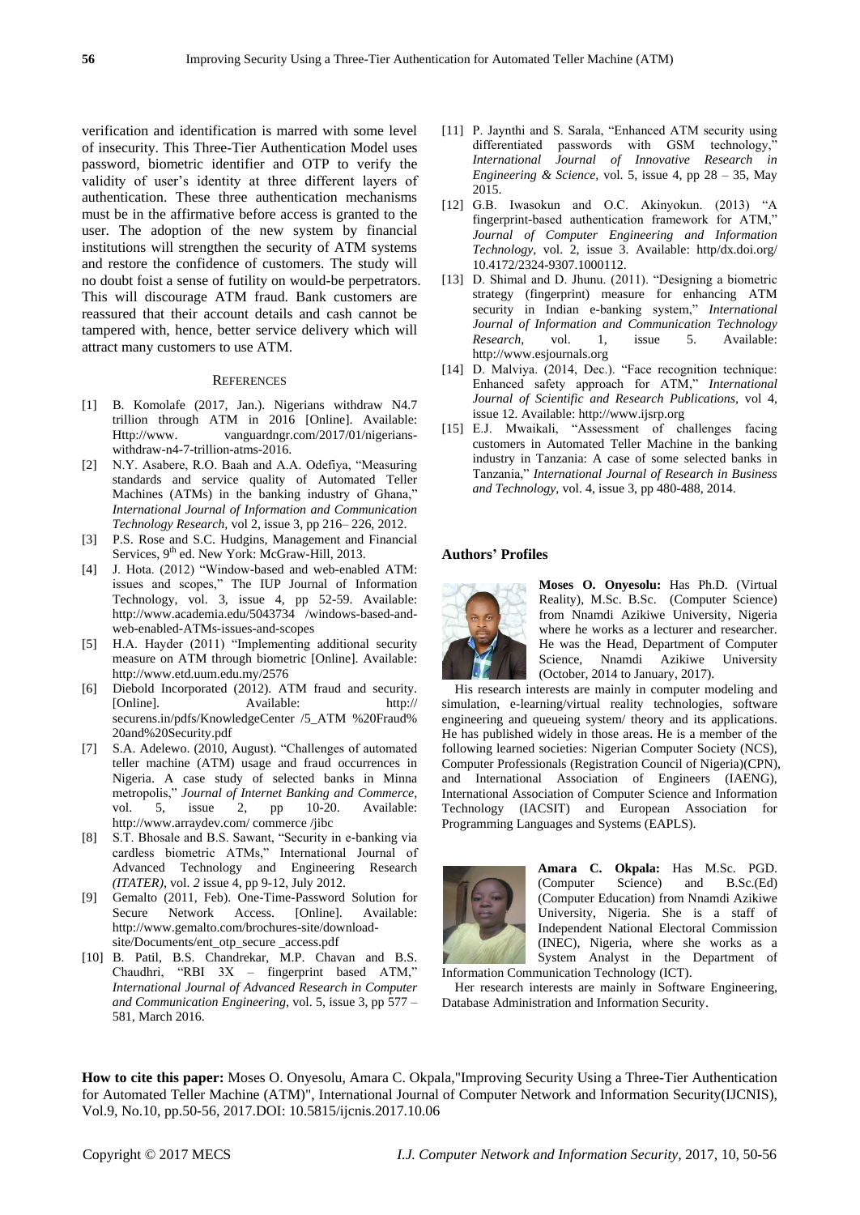verification and identification is marred with some level of insecurity. This Three-Tier Authentication Model uses password, biometric identifier and OTP to verify the validity of user's identity at three different layers of authentication. These three authentication mechanisms must be in the affirmative before access is granted to the user. The adoption of the new system by financial institutions will strengthen the security of ATM systems and restore the confidence of customers. The study will no doubt foist a sense of futility on would-be perpetrators. This will discourage ATM fraud. Bank customers are reassured that their account details and cash cannot be tampered with, hence, better service delivery which will attract many customers to use ATM.

## References

[1] B. Komolafe (2017, Jan.). Nigerians withdraw N4.7 trillion through ATM in 2016 [Online]. Available: Http://www. vanguardngr.com/2017/01/nigerians-withdraw-n4-7-trillion-atms-2016.

[2] N.Y. Asabere, R.O. Baah and A.A. Odefiya, "Measuring standards and service quality of Automated Teller Machines (ATMs) in the banking industry of Ghana," *International Journal of Information and Communication Technology Research*, vol 2, issue 3, pp 216– 226, 2012.

[3] P.S. Rose and S.C. Hudgins, Management and Financial Services, 9th ed. New York: McGraw-Hill, 2013.

[4] J. Hota. (2012) "Window-based and web-enabled ATM: issues and scopes," The IUP Journal of Information Technology, vol. 3, issue 4, pp 52-59. Available: http://www.academia.edu/5043734 /windows-based-and-web-enabled-ATMs-issues-and-scopes

[5] H.A. Hayder (2011) "Implementing additional security measure on ATM through biometric [Online]. Available: http://www.etd.uum.edu.my/2576

[6] Diebold Incorporated (2012). ATM fraud and security. [Online]. Available: http:// securens.in/pdfs/KnowledgeCenter /5_ATM %20Fraud%20and%20Security.pdf

[7] S.A. Adelewo. (2010, August). "Challenges of automated teller machine (ATM) usage and fraud occurrences in Nigeria. A case study of selected banks in Minna metropolis," *Journal of Internet Banking and Commerce*, vol. 5, issue 2, pp 10-20. Available: http://www.arraydev.com/ commerce /jibc

[8] S.T. Bhosale and B.S. Sawant, "Security in e-banking via cardless biometric ATMs," International Journal of Advanced Technology and Engineering Research *(ITATER)*, vol. *2* issue 4, pp 9-12, July 2012.

[9] Gemalto (2011, Feb). One-Time-Password Solution for Secure Network Access. [Online]. Available: http://www.gemalto.com/brochures-site/download-site/Documents/ent_otp_secure _access.pdf

[10] B. Patil, B.S. Chandrekar, M.P. Chavan and B.S. Chaudhri, "RBI 3X – fingerprint based ATM," *International Journal of Advanced Research in Computer and Communication Engineering*, vol. 5, issue 3, pp 577 – 581, March 2016.

[11] P. Jaynthi and S. Sarala, "Enhanced ATM security using differentiated passwords with GSM technology," *International Journal of Innovative Research in Engineering & Science*, vol. 5, issue 4, pp 28 – 35, May 2015.

[12] G.B. Iwasokun and O.C. Akinyokun. (2013) "A fingerprint-based authentication framework for ATM," *Journal of Computer Engineering and Information Technology*, vol. 2, issue 3. Available: http/dx.doi.org/ 10.4172/2324-9307.1000112.

[13] D. Shimal and D. Jhunu. (2011). "Designing a biometric strategy (fingerprint) measure for enhancing ATM security in Indian e-banking system," *International Journal of Information and Communication Technology Research*, vol. 1, issue 5. Available: http://www.esjournals.org

[14] D. Malviya. (2014, Dec.). "Face recognition technique: Enhanced safety approach for ATM," *International Journal of Scientific and Research Publications*, vol 4, issue 12. Available: http://www.ijsrp.org

[15] E.J. Mwaikali, "Assessment of challenges facing customers in Automated Teller Machine in the banking industry in Tanzania: A case of some selected banks in Tanzania," *International Journal of Research in Business and Technology*, vol. 4, issue 3, pp 480-488, 2014.

## Authors' Profiles

**Moses O. Onyesolu:** Has Ph.D. (Virtual Reality), M.Sc. B.Sc. (Computer Science) from Nnamdi Azikiwe University, Nigeria where he works as a lecturer and researcher. He was the Head, Department of Computer Science, Nnamdi Azikiwe University (October, 2014 to January, 2017).

His research interests are mainly in computer modeling and simulation, e-learning/virtual reality technologies, software engineering and queueing system/ theory and its applications. He has published widely in those areas. He is a member of the following learned societies: Nigerian Computer Society (NCS), Computer Professionals (Registration Council of Nigeria)(CPN), and International Association of Engineers (IAENG), International Association of Computer Science and Information Technology (IACSIT) and European Association for Programming Languages and Systems (EAPLS).

**Amara C. Okpala:** Has M.Sc. PGD. (Computer Science) and B.Sc.(Ed) (Computer Education) from Nnamdi Azikiwe University, Nigeria. She is a staff of Independent National Electoral Commission (INEC), Nigeria, where she works as a System Analyst in the Department of Information Communication Technology (ICT).

Her research interests are mainly in Software Engineering, Database Administration and Information Security.

**How to cite this paper:** Moses O. Onyesolu, Amara C. Okpala,"Improving Security Using a Three-Tier Authentication for Automated Teller Machine (ATM)", International Journal of Computer Network and Information Security(IJCNIS), Vol.9, No.10, pp.50-56, 2017.DOI: 10.5815/ijcnis.2017.10.06